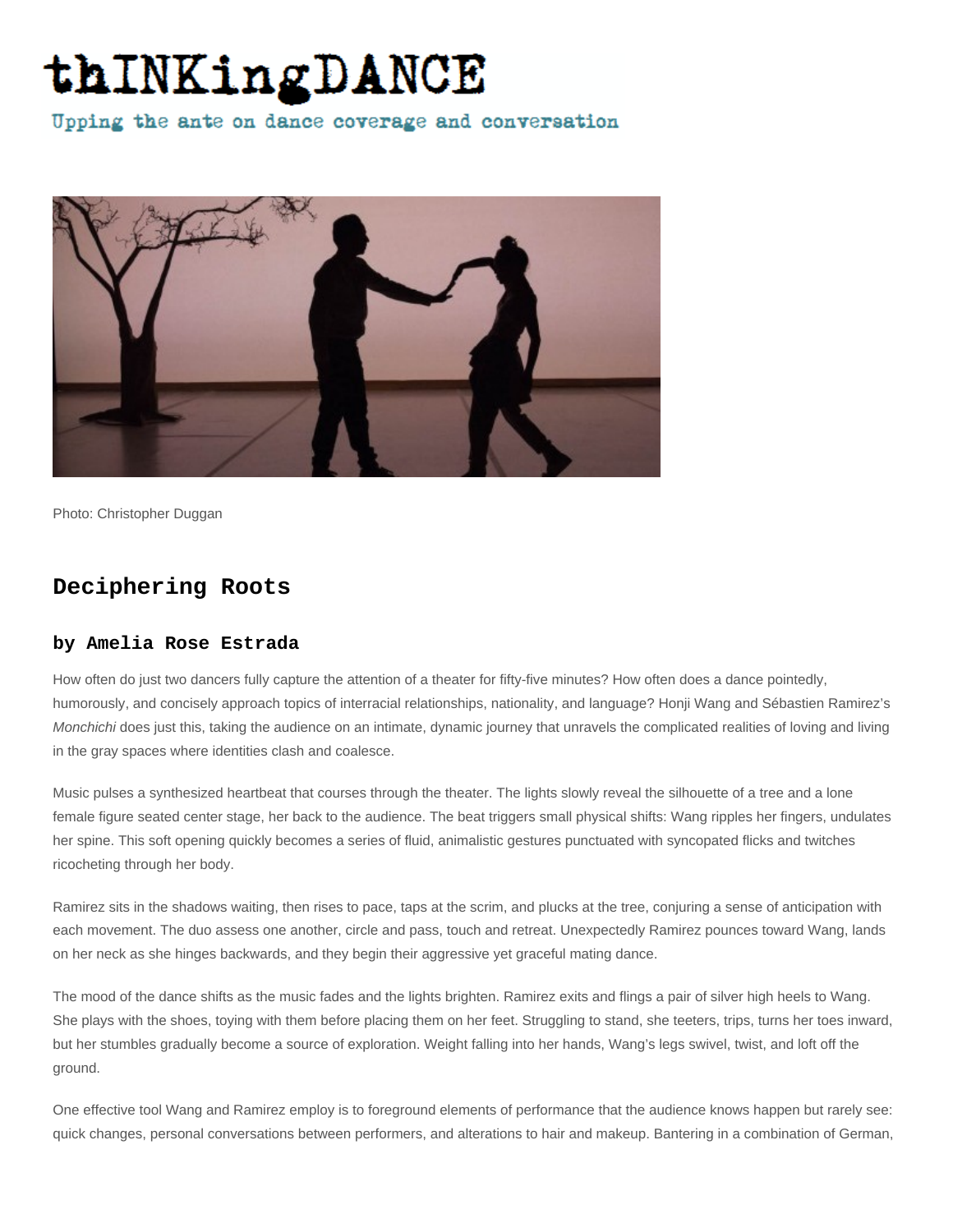# thINKingDANCE

Upping the ante on dance coverage and conversation

Photo: Christopher Duggan

## Deciphering Roots

### by Amelia Rose Estrada

How often do just two dancers fully capture the attention of a theater for fifty-five minutes? How often does a dance pointedly, humorously, and concisely approach topics of interracial relationships, nationality, and language? Honji Wang and Sébastien Ramirez's *Monchichi* does just this, taking the audience on an intimate, dynamic journey that unravels the complicated realities of loving and living in the gray spaces where identities clash and coalesce.

Music pulses a synthesized heartbeat that courses through the theater. The lights slowly reveal the silhouette of a tree and a lone female figure seated center stage, her back to the audience. The beat triggers small physical shifts: Wang ripples her fingers, undulates her spine. This soft opening quickly becomes a series of fluid, animalistic gestures punctuated with syncopated flicks and twitches ricocheting through her body.

Ramirez sits in the shadows waiting, then rises to pace, taps at the scrim, and plucks at the tree, conjuring a sense of anticipation with each movement. The duo assess one another, circle and pass, touch and retreat. Unexpectedly Ramirez pounces toward Wang, lands on her neck as she hinges backwards, and they begin their aggressive yet graceful mating dance.

The mood of the dance shifts as the music fades and the lights brighten. Ramirez exits and flings a pair of silver high heels to Wang. She plays with the shoes, toying with them before placing them on her feet. Struggling to stand, she teeters, trips, turns her toes inward, but her stumbles gradually become a source of exploration. Weight falling into her hands, Wang's legs swivel, twist, and loft off the ground.

One effective tool Wang and Ramirez employ is to foreground elements of performance that the audience knows happen but rarely see: quick changes, personal conversations between performers, and alterations to hair and makeup. Bantering in a combination of German,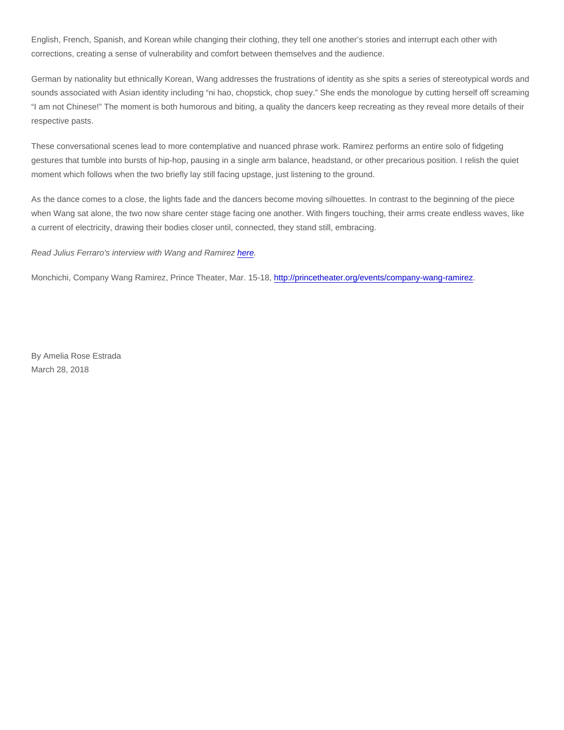English, French, Spanish, and Korean while changing their clothing, they tell one another's stories and interrupt each other with corrections, creating a sense of vulnerability and comfort between themselves and the audience.

German by nationality but ethnically Korean, Wang addresses the frustrations of identity as she spits a series of stereotypical words and sounds associated with Asian identity including "ni hao, chopstick, chop suey." She ends the monologue by cutting herself off screaming "I am not Chinese!" The moment is both humorous and biting, a quality the dancers keep recreating as they reveal more details of their respective pasts.

These conversational scenes lead to more contemplative and nuanced phrase work. Ramirez performs an entire solo of fidgeting gestures that tumble into bursts of hip-hop, pausing in a single arm balance, headstand, or other precarious position. I relish the quiet moment which follows when the two briefly lay still facing upstage, just listening to the ground.

As the dance comes to a close, the lights fade and the dancers become moving silhouettes. In contrast to the beginning of the piece when Wang sat alone, the two now share center stage facing one another. With fingers touching, their arms create endless waves, like a current of electricity, drawing their bodies closer until, connected, they stand still, embracing.

*Read Julius Ferraro's interview with Wang and Ramirez here.*

Monchichi, Company Wang Ramirez, Prince Theater, Mar. 15-18, http://princetheater.org/events/company-wang-ramirez.

By Amelia Rose Estrada
March 28, 2018